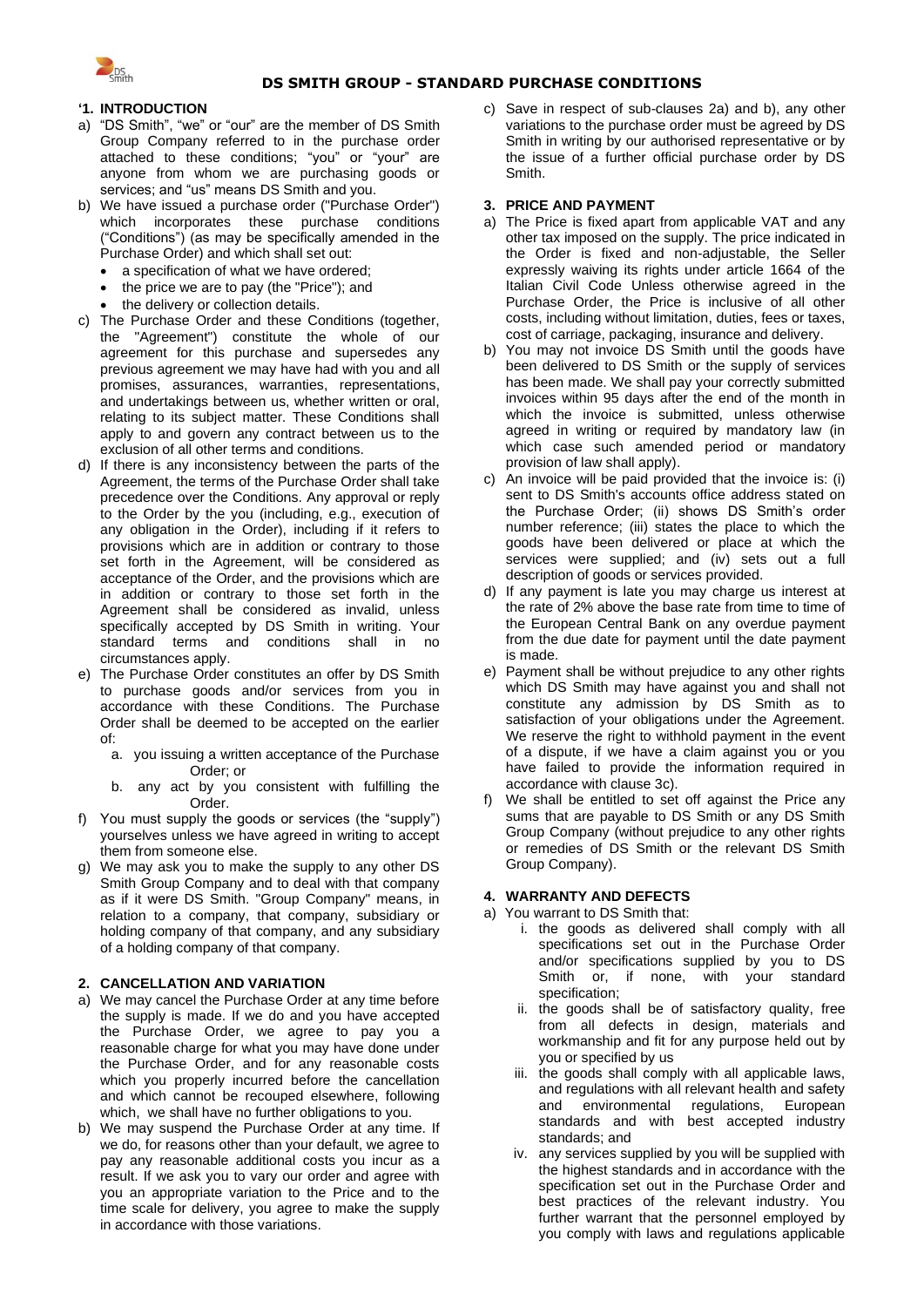# DS SMITH GROUP - STANDARD PURCHASE CONDITIONS

## '1. INTRODUCTION

a) "DS Smith", "we" or "our" are the member of DS Smith Group Company referred to in the purchase order attached to these conditions; "you" or "your" are anyone from whom we are purchasing goods or services; and "us" means DS Smith and you.

b) We have issued a purchase order ("Purchase Order") which incorporates these purchase conditions ("Conditions") (as may be specifically amended in the Purchase Order) and which shall set out:
- a specification of what we have ordered;
- the price we are to pay (the "Price"); and
- the delivery or collection details.

c) The Purchase Order and these Conditions (together, the "Agreement") constitute the whole of our agreement for this purchase and supersedes any previous agreement we may have had with you and all promises, assurances, warranties, representations, and undertakings between us, whether written or oral, relating to its subject matter. These Conditions shall apply to and govern any contract between us to the exclusion of all other terms and conditions.

d) If there is any inconsistency between the parts of the Agreement, the terms of the Purchase Order shall take precedence over the Conditions. Any approval or reply to the Order by the you (including, e.g., execution of any obligation in the Order), including if it refers to provisions which are in addition or contrary to those set forth in the Agreement, will be considered as acceptance of the Order, and the provisions which are in addition or contrary to those set forth in the Agreement shall be considered as invalid, unless specifically accepted by DS Smith in writing. Your standard terms and conditions shall in no circumstances apply.

e) The Purchase Order constitutes an offer by DS Smith to purchase goods and/or services from you in accordance with these Conditions. The Purchase Order shall be deemed to be accepted on the earlier of:
   a. you issuing a written acceptance of the Purchase Order; or
   b. any act by you consistent with fulfilling the Order.

f) You must supply the goods or services (the "supply") yourselves unless we have agreed in writing to accept them from someone else.

g) We may ask you to make the supply to any other DS Smith Group Company and to deal with that company as if it were DS Smith. "Group Company" means, in relation to a company, that company, subsidiary or holding company of that company, and any subsidiary of a holding company of that company.

## 2. CANCELLATION AND VARIATION

a) We may cancel the Purchase Order at any time before the supply is made. If we do and you have accepted the Purchase Order, we agree to pay you a reasonable charge for what you may have done under the Purchase Order, and for any reasonable costs which you properly incurred before the cancellation and which cannot be recouped elsewhere, following which, we shall have no further obligations to you.

b) We may suspend the Purchase Order at any time. If we do, for reasons other than your default, we agree to pay any reasonable additional costs you incur as a result. If we ask you to vary our order and agree with you an appropriate variation to the Price and to the time scale for delivery, you agree to make the supply in accordance with those variations.

c) Save in respect of sub-clauses 2a) and b), any other variations to the purchase order must be agreed by DS Smith in writing by our authorised representative or by the issue of a further official purchase order by DS Smith.

## 3. PRICE AND PAYMENT

a) The Price is fixed apart from applicable VAT and any other tax imposed on the supply. The price indicated in the Order is fixed and non-adjustable, the Seller expressly waiving its rights under article 1664 of the Italian Civil Code Unless otherwise agreed in the Purchase Order, the Price is inclusive of all other costs, including without limitation, duties, fees or taxes, cost of carriage, packaging, insurance and delivery.

b) You may not invoice DS Smith until the goods have been delivered to DS Smith or the supply of services has been made. We shall pay your correctly submitted invoices within 95 days after the end of the month in which the invoice is submitted, unless otherwise agreed in writing or required by mandatory law (in which case such amended period or mandatory provision of law shall apply).

c) An invoice will be paid provided that the invoice is: (i) sent to DS Smith's accounts office address stated on the Purchase Order; (ii) shows DS Smith's order number reference; (iii) states the place to which the goods have been delivered or place at which the services were supplied; and (iv) sets out a full description of goods or services provided.

d) If any payment is late you may charge us interest at the rate of 2% above the base rate from time to time of the European Central Bank on any overdue payment from the due date for payment until the date payment is made.

e) Payment shall be without prejudice to any other rights which DS Smith may have against you and shall not constitute any admission by DS Smith as to satisfaction of your obligations under the Agreement. We reserve the right to withhold payment in the event of a dispute, if we have a claim against you or you have failed to provide the information required in accordance with clause 3c).

f) We shall be entitled to set off against the Price any sums that are payable to DS Smith or any DS Smith Group Company (without prejudice to any other rights or remedies of DS Smith or the relevant DS Smith Group Company).

## 4. WARRANTY AND DEFECTS

a) You warrant to DS Smith that:
   i. the goods as delivered shall comply with all specifications set out in the Purchase Order and/or specifications supplied by you to DS Smith or, if none, with your standard specification;
   ii. the goods shall be of satisfactory quality, free from all defects in design, materials and workmanship and fit for any purpose held out by you or specified by us
   iii. the goods shall comply with all applicable laws, and regulations with all relevant health and safety and environmental regulations, European standards and with best accepted industry standards; and
   iv. any services supplied by you will be supplied with the highest standards and in accordance with the specification set out in the Purchase Order and best practices of the relevant industry. You further warrant that the personnel employed by you comply with laws and regulations applicable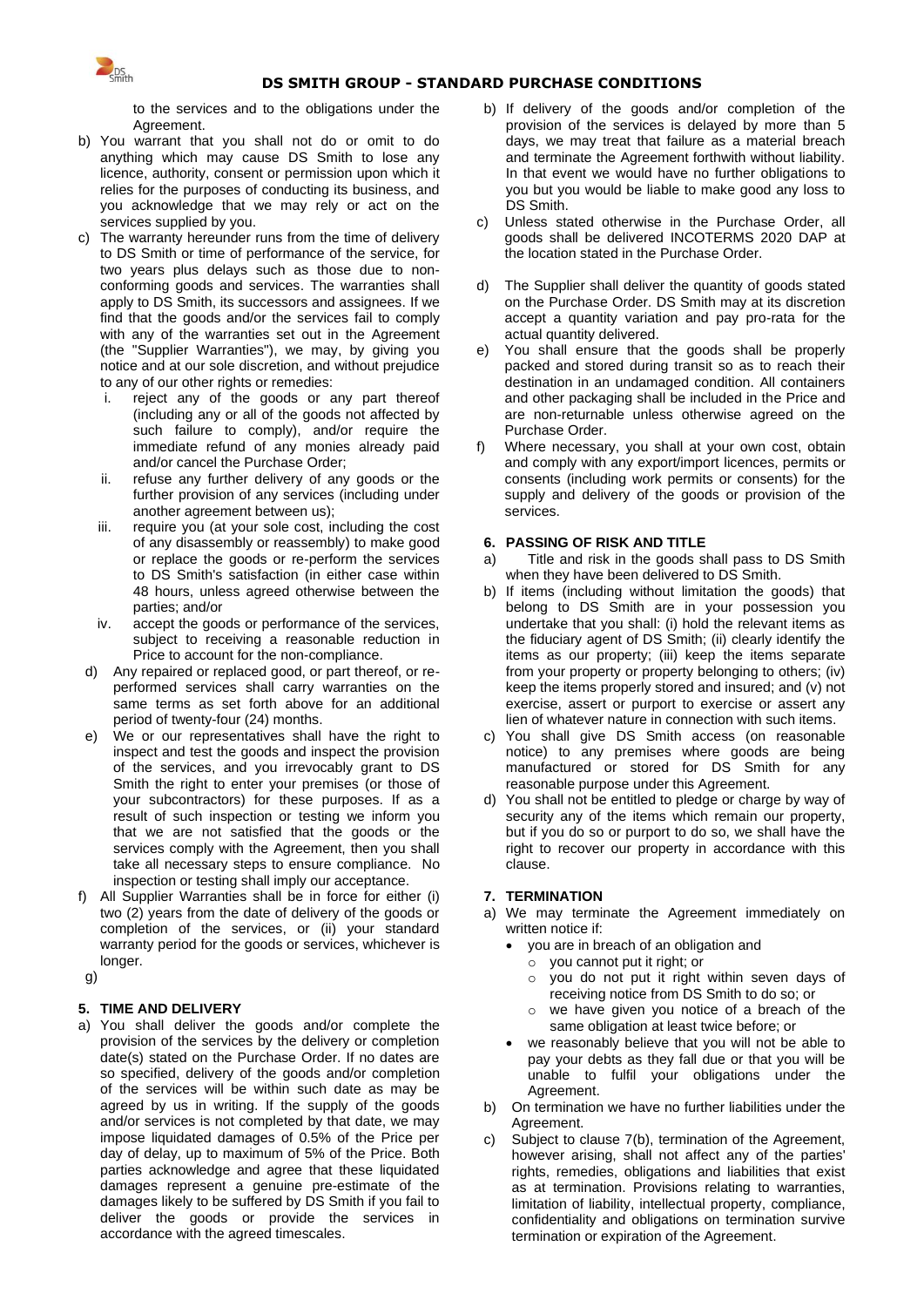to the services and to the obligations under the Agreement.

b) You warrant that you shall not do or omit to do anything which may cause DS Smith to lose any licence, authority, consent or permission upon which it relies for the purposes of conducting its business, and you acknowledge that we may rely or act on the services supplied by you.

c) The warranty hereunder runs from the time of delivery to DS Smith or time of performance of the service, for two years plus delays such as those due to non-conforming goods and services. The warranties shall apply to DS Smith, its successors and assignees. If we find that the goods and/or the services fail to comply with any of the warranties set out in the Agreement (the "Supplier Warranties"), we may, by giving you notice and at our sole discretion, and without prejudice to any of our other rights or remedies:
   i. reject any of the goods or any part thereof (including any or all of the goods not affected by such failure to comply), and/or require the immediate refund of any monies already paid and/or cancel the Purchase Order;
   ii. refuse any further delivery of any goods or the further provision of any services (including under another agreement between us);
   iii. require you (at your sole cost, including the cost of any disassembly or reassembly) to make good or replace the goods or re-perform the services to DS Smith's satisfaction (in either case within 48 hours, unless agreed otherwise between the parties; and/or
   iv. accept the goods or performance of the services, subject to receiving a reasonable reduction in Price to account for the non-compliance.

d) Any repaired or replaced good, or part thereof, or re-performed services shall carry warranties on the same terms as set forth above for an additional period of twenty-four (24) months.

e) We or our representatives shall have the right to inspect and test the goods and inspect the provision of the services, and you irrevocably grant to DS Smith the right to enter your premises (or those of your subcontractors) for these purposes. If as a result of such inspection or testing we inform you that we are not satisfied that the goods or the services comply with the Agreement, then you shall take all necessary steps to ensure compliance. No inspection or testing shall imply our acceptance.

f) All Supplier Warranties shall be in force for either (i) two (2) years from the date of delivery of the goods or completion of the services, or (ii) your standard warranty period for the goods or services, whichever is longer.

g)

**5. TIME AND DELIVERY**

a) You shall deliver the goods and/or complete the provision of the services by the delivery or completion date(s) stated on the Purchase Order. If no dates are so specified, delivery of the goods and/or completion of the services will be within such date as may be agreed by us in writing. If the supply of the goods and/or services is not completed by that date, we may impose liquidated damages of 0.5% of the Price per day of delay, up to maximum of 5% of the Price. Both parties acknowledge and agree that these liquidated damages represent a genuine pre-estimate of the damages likely to be suffered by DS Smith if you fail to deliver the goods or provide the services in accordance with the agreed timescales.

b) If delivery of the goods and/or completion of the provision of the services is delayed by more than 5 days, we may treat that failure as a material breach and terminate the Agreement forthwith without liability. In that event we would have no further obligations to you but you would be liable to make good any loss to DS Smith.

c) Unless stated otherwise in the Purchase Order, all goods shall be delivered INCOTERMS 2020 DAP at the location stated in the Purchase Order.

d) The Supplier shall deliver the quantity of goods stated on the Purchase Order. DS Smith may at its discretion accept a quantity variation and pay pro-rata for the actual quantity delivered.

e) You shall ensure that the goods shall be properly packed and stored during transit so as to reach their destination in an undamaged condition. All containers and other packaging shall be included in the Price and are non-returnable unless otherwise agreed on the Purchase Order.

f) Where necessary, you shall at your own cost, obtain and comply with any export/import licences, permits or consents (including work permits or consents) for the supply and delivery of the goods or provision of the services.

**6. PASSING OF RISK AND TITLE**

a) Title and risk in the goods shall pass to DS Smith when they have been delivered to DS Smith.

b) If items (including without limitation the goods) that belong to DS Smith are in your possession you undertake that you shall: (i) hold the relevant items as the fiduciary agent of DS Smith; (ii) clearly identify the items as our property; (iii) keep the items separate from your property or property belonging to others; (iv) keep the items properly stored and insured; and (v) not exercise, assert or purport to exercise or assert any lien of whatever nature in connection with such items.

c) You shall give DS Smith access (on reasonable notice) to any premises where goods are being manufactured or stored for DS Smith for any reasonable purpose under this Agreement.

d) You shall not be entitled to pledge or charge by way of security any of the items which remain our property, but if you do so or purport to do so, we shall have the right to recover our property in accordance with this clause.

**7. TERMINATION**

a) We may terminate the Agreement immediately on written notice if:
   - you are in breach of an obligation and
     - you cannot put it right; or
     - you do not put it right within seven days of receiving notice from DS Smith to do so; or
     - we have given you notice of a breach of the same obligation at least twice before; or
   - we reasonably believe that you will not be able to pay your debts as they fall due or that you will be unable to fulfil your obligations under the Agreement.

b) On termination we have no further liabilities under the Agreement.

c) Subject to clause 7(b), termination of the Agreement, however arising, shall not affect any of the parties' rights, remedies, obligations and liabilities that exist as at termination. Provisions relating to warranties, limitation of liability, intellectual property, compliance, confidentiality and obligations on termination survive termination or expiration of the Agreement.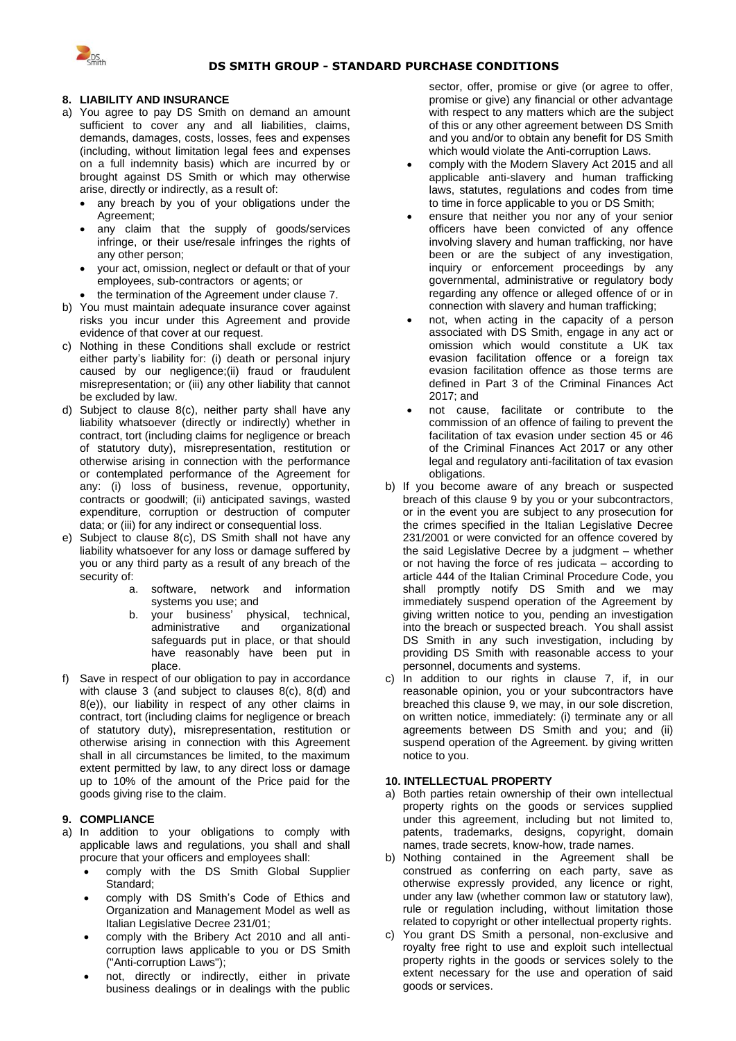## 8. LIABILITY AND INSURANCE

a) You agree to pay DS Smith on demand an amount sufficient to cover any and all liabilities, claims, demands, damages, costs, losses, fees and expenses (including, without limitation legal fees and expenses on a full indemnity basis) which are incurred by or brought against DS Smith or which may otherwise arise, directly or indirectly, as a result of:
   - any breach by you of your obligations under the Agreement;
   - any claim that the supply of goods/services infringe, or their use/resale infringes the rights of any other person;
   - your act, omission, neglect or default or that of your employees, sub-contractors or agents; or
   - the termination of the Agreement under clause 7.

b) You must maintain adequate insurance cover against risks you incur under this Agreement and provide evidence of that cover at our request.

c) Nothing in these Conditions shall exclude or restrict either party's liability for: (i) death or personal injury caused by our negligence;(ii) fraud or fraudulent misrepresentation; or (iii) any other liability that cannot be excluded by law.

d) Subject to clause 8(c), neither party shall have any liability whatsoever (directly or indirectly) whether in contract, tort (including claims for negligence or breach of statutory duty), misrepresentation, restitution or otherwise arising in connection with the performance or contemplated performance of the Agreement for any: (i) loss of business, revenue, opportunity, contracts or goodwill; (ii) anticipated savings, wasted expenditure, corruption or destruction of computer data; or (iii) for any indirect or consequential loss.

e) Subject to clause 8(c), DS Smith shall not have any liability whatsoever for any loss or damage suffered by you or any third party as a result of any breach of the security of:
   a. software, network and information systems you use; and
   b. your business' physical, technical, administrative and organizational safeguards put in place, or that should have reasonably have been put in place.

f) Save in respect of our obligation to pay in accordance with clause 3 (and subject to clauses 8(c), 8(d) and 8(e)), our liability in respect of any other claims in contract, tort (including claims for negligence or breach of statutory duty), misrepresentation, restitution or otherwise arising in connection with this Agreement shall in all circumstances be limited, to the maximum extent permitted by law, to any direct loss or damage up to 10% of the amount of the Price paid for the goods giving rise to the claim.

## 9. COMPLIANCE

a) In addition to your obligations to comply with applicable laws and regulations, you shall and shall procure that your officers and employees shall:
   - comply with the DS Smith Global Supplier Standard;
   - comply with DS Smith's Code of Ethics and Organization and Management Model as well as Italian Legislative Decree 231/01;
   - comply with the Bribery Act 2010 and all anti-corruption laws applicable to you or DS Smith ("Anti-corruption Laws");
   - not, directly or indirectly, either in private business dealings or in dealings with the public sector, offer, promise or give (or agree to offer, promise or give) any financial or other advantage with respect to any matters which are the subject of this or any other agreement between DS Smith and you and/or to obtain any benefit for DS Smith which would violate the Anti-corruption Laws.
   - comply with the Modern Slavery Act 2015 and all applicable anti-slavery and human trafficking laws, statutes, regulations and codes from time to time in force applicable to you or DS Smith;
   - ensure that neither you nor any of your senior officers have been convicted of any offence involving slavery and human trafficking, nor have been or are the subject of any investigation, inquiry or enforcement proceedings by any governmental, administrative or regulatory body regarding any offence or alleged offence of or in connection with slavery and human trafficking;
   - not, when acting in the capacity of a person associated with DS Smith, engage in any act or omission which would constitute a UK tax evasion facilitation offence or a foreign tax evasion facilitation offence as those terms are defined in Part 3 of the Criminal Finances Act 2017; and
   - not cause, facilitate or contribute to the commission of an offence of failing to prevent the facilitation of tax evasion under section 45 or 46 of the Criminal Finances Act 2017 or any other legal and regulatory anti-facilitation of tax evasion obligations.

b) If you become aware of any breach or suspected breach of this clause 9 by you or your subcontractors, or in the event you are subject to any prosecution for the crimes specified in the Italian Legislative Decree 231/2001 or were convicted for an offence covered by the said Legislative Decree by a judgment – whether or not having the force of res judicata – according to article 444 of the Italian Criminal Procedure Code, you shall promptly notify DS Smith and we may immediately suspend operation of the Agreement by giving written notice to you, pending an investigation into the breach or suspected breach. You shall assist DS Smith in any such investigation, including by providing DS Smith with reasonable access to your personnel, documents and systems.

c) In addition to our rights in clause 7, if, in our reasonable opinion, you or your subcontractors have breached this clause 9, we may, in our sole discretion, on written notice, immediately: (i) terminate any or all agreements between DS Smith and you; and (ii) suspend operation of the Agreement. by giving written notice to you.

## 10. INTELLECTUAL PROPERTY

a) Both parties retain ownership of their own intellectual property rights on the goods or services supplied under this agreement, including but not limited to, patents, trademarks, designs, copyright, domain names, trade secrets, know-how, trade names.

b) Nothing contained in the Agreement shall be construed as conferring on each party, save as otherwise expressly provided, any licence or right, under any law (whether common law or statutory law), rule or regulation including, without limitation those related to copyright or other intellectual property rights.

c) You grant DS Smith a personal, non-exclusive and royalty free right to use and exploit such intellectual property rights in the goods or services solely to the extent necessary for the use and operation of said goods or services.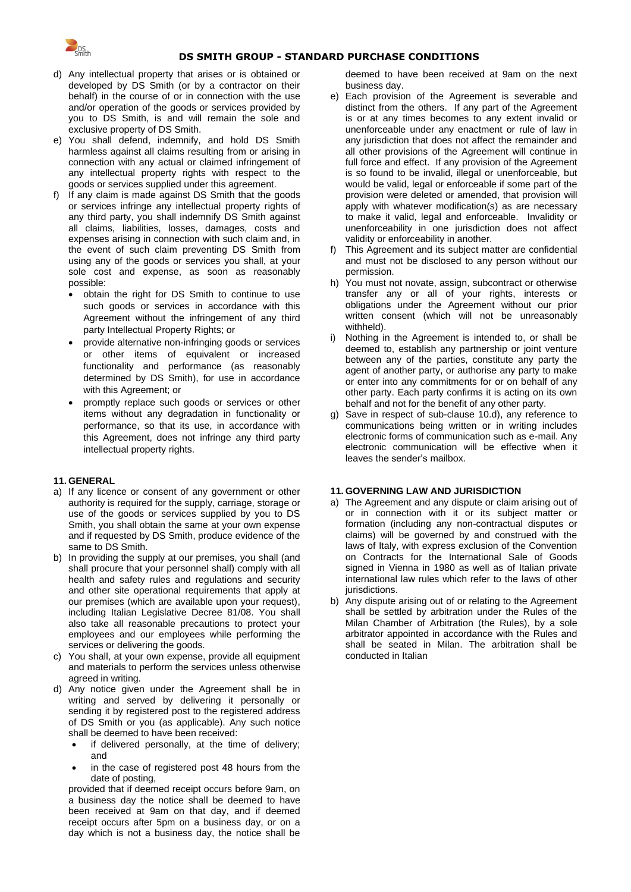d) Any intellectual property that arises or is obtained or developed by DS Smith (or by a contractor on their behalf) in the course of or in connection with the use and/or operation of the goods or services provided by you to DS Smith, is and will remain the sole and exclusive property of DS Smith.
e) You shall defend, indemnify, and hold DS Smith harmless against all claims resulting from or arising in connection with any actual or claimed infringement of any intellectual property rights with respect to the goods or services supplied under this agreement.
f) If any claim is made against DS Smith that the goods or services infringe any intellectual property rights of any third party, you shall indemnify DS Smith against all claims, liabilities, losses, damages, costs and expenses arising in connection with such claim and, in the event of such claim preventing DS Smith from using any of the goods or services you shall, at your sole cost and expense, as soon as reasonably possible:
   - obtain the right for DS Smith to continue to use such goods or services in accordance with this Agreement without the infringement of any third party Intellectual Property Rights; or
   - provide alternative non-infringing goods or services or other items of equivalent or increased functionality and performance (as reasonably determined by DS Smith), for use in accordance with this Agreement; or
   - promptly replace such goods or services or other items without any degradation in functionality or performance, so that its use, in accordance with this Agreement, does not infringe any third party intellectual property rights.

## 11. GENERAL

a) If any licence or consent of any government or other authority is required for the supply, carriage, storage or use of the goods or services supplied by you to DS Smith, you shall obtain the same at your own expense and if requested by DS Smith, produce evidence of the same to DS Smith.
b) In providing the supply at our premises, you shall (and shall procure that your personnel shall) comply with all health and safety rules and regulations and security and other site operational requirements that apply at our premises (which are available upon your request), including Italian Legislative Decree 81/08. You shall also take all reasonable precautions to protect your employees and our employees while performing the services or delivering the goods.
c) You shall, at your own expense, provide all equipment and materials to perform the services unless otherwise agreed in writing.
d) Any notice given under the Agreement shall be in writing and served by delivering it personally or sending it by registered post to the registered address of DS Smith or you (as applicable). Any such notice shall be deemed to have been received:
   - if delivered personally, at the time of delivery; and
   - in the case of registered post 48 hours from the date of posting,

   provided that if deemed receipt occurs before 9am, on a business day the notice shall be deemed to have been received at 9am on that day, and if deemed receipt occurs after 5pm on a business day, or on a day which is not a business day, the notice shall be deemed to have been received at 9am on the next business day.
e) Each provision of the Agreement is severable and distinct from the others. If any part of the Agreement is or at any times becomes to any extent invalid or unenforceable under any enactment or rule of law in any jurisdiction that does not affect the remainder and all other provisions of the Agreement will continue in full force and effect. If any provision of the Agreement is so found to be invalid, illegal or unenforceable, but would be valid, legal or enforceable if some part of the provision were deleted or amended, that provision will apply with whatever modification(s) as are necessary to make it valid, legal and enforceable. Invalidity or unenforceability in one jurisdiction does not affect validity or enforceability in another.
f) This Agreement and its subject matter are confidential and must not be disclosed to any person without our permission.
h) You must not novate, assign, subcontract or otherwise transfer any or all of your rights, interests or obligations under the Agreement without our prior written consent (which will not be unreasonably withheld).
i) Nothing in the Agreement is intended to, or shall be deemed to, establish any partnership or joint venture between any of the parties, constitute any party the agent of another party, or authorise any party to make or enter into any commitments for or on behalf of any other party. Each party confirms it is acting on its own behalf and not for the benefit of any other party.
g) Save in respect of sub-clause 10.d), any reference to communications being written or in writing includes electronic forms of communication such as e-mail. Any electronic communication will be effective when it leaves the sender's mailbox.

## 11. GOVERNING LAW AND JURISDICTION

a) The Agreement and any dispute or claim arising out of or in connection with it or its subject matter or formation (including any non-contractual disputes or claims) will be governed by and construed with the laws of Italy, with express exclusion of the Convention on Contracts for the International Sale of Goods signed in Vienna in 1980 as well as of Italian private international law rules which refer to the laws of other jurisdictions.
b) Any dispute arising out of or relating to the Agreement shall be settled by arbitration under the Rules of the Milan Chamber of Arbitration (the Rules), by a sole arbitrator appointed in accordance with the Rules and shall be seated in Milan. The arbitration shall be conducted in Italian